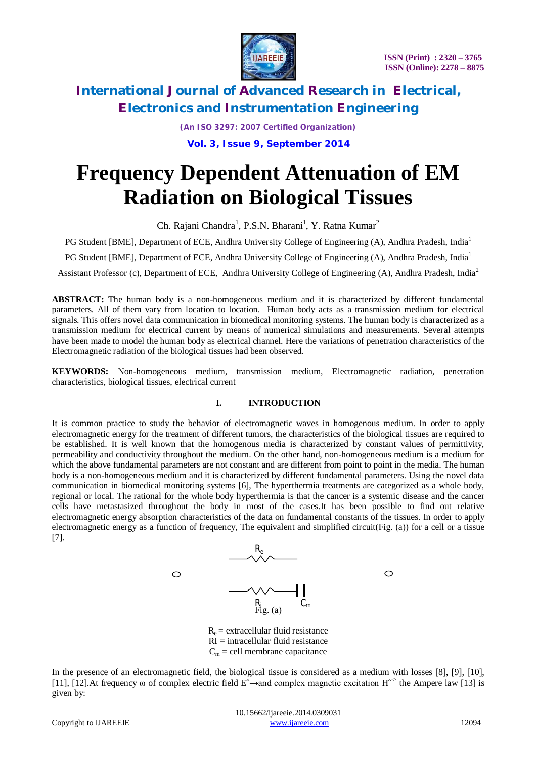# Frequency Dependent Attenuation of EM Radiation on Biological Tissues

Ch. Rajani Chandra[1], P.S.N. Bharani[1], Y. Ratna Kumar[2]

PG Student [BME], Department of ECE, Andhra University College of Engineering (A), Andhra Pradesh, India[1]

PG Student [BME], Department of ECE, Andhra University College of Engineering (A), Andhra Pradesh, India[1]

Assistant Professor (c), Department of ECE, Andhra University College of Engineering (A), Andhra Pradesh, India[2]

**ABSTRACT:** The human body is a non-homogeneous medium and it is characterized by different fundamental parameters. All of them vary from location to location. Human body acts as a transmission medium for electrical signals. This offers novel data communication in biomedical monitoring systems. The human body is characterized as a transmission medium for electrical current by means of numerical simulations and measurements. Several attempts have been made to model the human body as electrical channel. Here the variations of penetration characteristics of the Electromagnetic radiation of the biological tissues had been observed.

**KEYWORDS:** Non-homogeneous medium, transmission medium, Electromagnetic radiation, penetration characteristics, biological tissues, electrical current

## I. INTRODUCTION

It is common practice to study the behavior of electromagnetic waves in homogenous medium. In order to apply electromagnetic energy for the treatment of different tumors, the characteristics of the biological tissues are required to be established. It is well known that the homogenous media is characterized by constant values of permittivity, permeability and conductivity throughout the medium. On the other hand, non-homogeneous medium is a medium for which the above fundamental parameters are not constant and are different from point to point in the media. The human body is a non-homogeneous medium and it is characterized by different fundamental parameters. Using the novel data communication in biomedical monitoring systems [6], The hyperthermia treatments are categorized as a whole body, regional or local. The rational for the whole body hyperthermia is that the cancer is a systemic disease and the cancer cells have metastasized throughout the body in most of the cases.It has been possible to find out relative electromagnetic energy absorption characteristics of the data on fundamental constants of the tissues. In order to apply electromagnetic energy as a function of frequency, The equivalent and simplified circuit(Fig. (a)) for a cell or a tissue [7].

Fig. (a)

$R_e$ = extracellular fluid resistance
RI = intracellular fluid resistance
$C_m$ = cell membrane capacitance

In the presence of an electromagnetic field, the biological tissue is considered as a medium with losses [8], [9], [10], [11], [12].At frequency ω of complex electric field $\hat{E}\rightarrow$and complex magnetic excitation $\hat{H}^{\rightarrow}$ the Ampere law [13] is given by: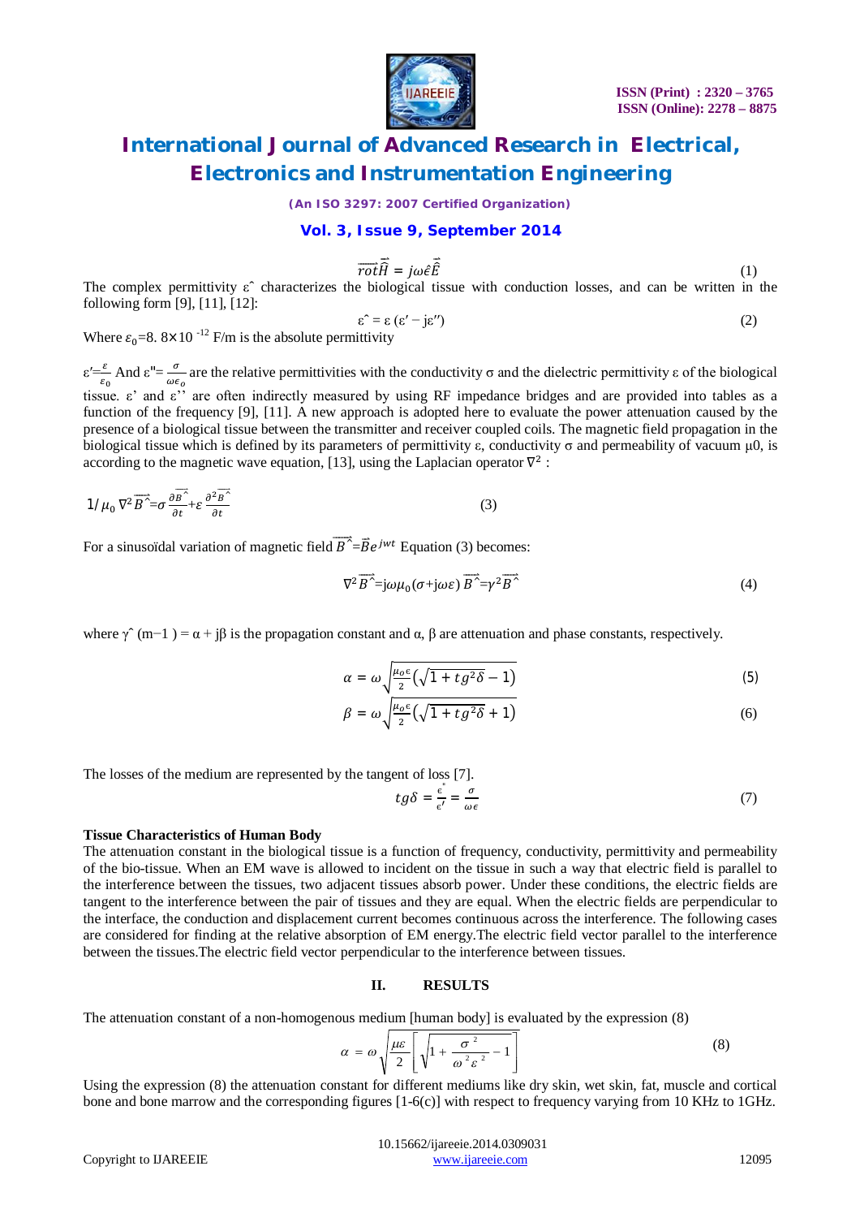$$\overrightarrow{rot}\vec{\hat{H}} = j\omega\hat{\epsilon}\vec{\hat{E}} \qquad (1)$$

The complex permittivity ε^ characterizes the biological tissue with conduction losses, and can be written in the following form [9], [11], [12]:

$$\varepsilon\hat{} = \varepsilon\,(\varepsilon' - j\varepsilon'') \qquad (2)$$

Where $\varepsilon_0$=8. 8×10 $^{-12}$ F/m is the absolute permittivity

$\varepsilon' = \frac{\varepsilon}{\varepsilon_0}$ And $\varepsilon'' = \frac{\sigma}{\omega\epsilon_o}$ are the relative permittivities with the conductivity σ and the dielectric permittivity ε of the biological tissue. ε' and ε'' are often indirectly measured by using RF impedance bridges and are provided into tables as a function of the frequency [9], [11]. A new approach is adopted here to evaluate the power attenuation caused by the presence of a biological tissue between the transmitter and receiver coupled coils. The magnetic field propagation in the biological tissue which is defined by its parameters of permittivity ε, conductivity σ and permeability of vacuum μ0, is according to the magnetic wave equation, [13], using the Laplacian operator $\nabla^2$ :

$$1/\mu_0\, \nabla^2 \overrightarrow{B}\hat{} = \sigma\frac{\partial \overrightarrow{B}\hat{}}{\partial t} + \varepsilon\frac{\partial^2 \overrightarrow{B}\hat{}}{\partial t} \qquad (3)$$

For a sinusoïdal variation of magnetic field $\overrightarrow{B}\hat{} = \vec{B}e^{jwt}$ Equation (3) becomes:

$$\nabla^2 \overrightarrow{B}\hat{} = j\omega\mu_0(\sigma + j\omega\varepsilon)\,\overrightarrow{B}\hat{} = \gamma^2\overrightarrow{B}\hat{} \qquad (4)$$

where γ^ (m−1 ) = α + jβ is the propagation constant and α, β are attenuation and phase constants, respectively.

$$\alpha = \omega\sqrt{\frac{\mu_o\epsilon}{2}\left(\sqrt{1+tg^2\delta}-1\right)} \qquad (5)$$

$$\beta = \omega\sqrt{\frac{\mu_o\epsilon}{2}\left(\sqrt{1+tg^2\delta}+1\right)} \qquad (6)$$

The losses of the medium are represented by the tangent of loss [7].

$$tg\delta = \frac{\epsilon^{*}}{\epsilon'} = \frac{\sigma}{\omega\epsilon} \qquad (7)$$

**Tissue Characteristics of Human Body**

The attenuation constant in the biological tissue is a function of frequency, conductivity, permittivity and permeability of the bio-tissue. When an EM wave is allowed to incident on the tissue in such a way that electric field is parallel to the interference between the tissues, two adjacent tissues absorb power. Under these conditions, the electric fields are tangent to the interference between the pair of tissues and they are equal. When the electric fields are perpendicular to the interface, the conduction and displacement current becomes continuous across the interference. The following cases are considered for finding at the relative absorption of EM energy.The electric field vector parallel to the interference between the tissues.The electric field vector perpendicular to the interference between tissues.

## II. RESULTS

The attenuation constant of a non-homogenous medium [human body] is evaluated by the expression (8)

$$\alpha = \omega\sqrt{\frac{\mu\varepsilon}{2}\left[\sqrt{1+\frac{\sigma^2}{\omega^2\varepsilon^2}}-1\right]} \qquad (8)$$

Using the expression (8) the attenuation constant for different mediums like dry skin, wet skin, fat, muscle and cortical bone and bone marrow and the corresponding figures [1-6(c)] with respect to frequency varying from 10 KHz to 1GHz.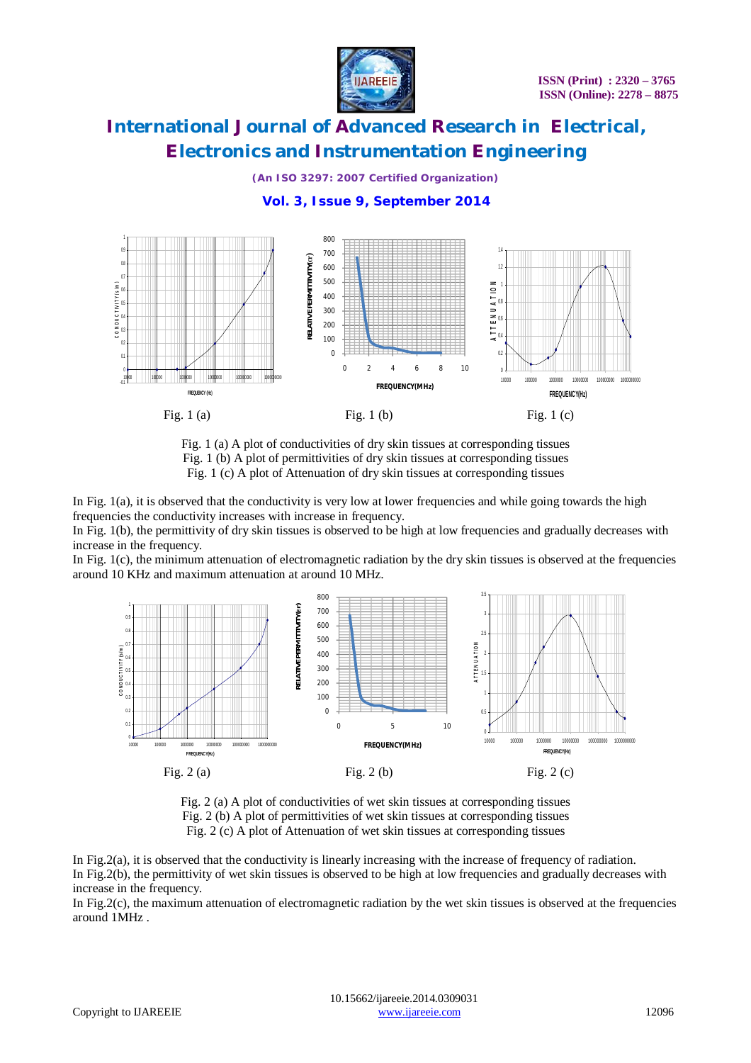Fig. 1 (a) Fig. 1 (b) Fig. 1 (c)

Fig. 1 (a) A plot of conductivities of dry skin tissues at corresponding tissues
Fig. 1 (b) A plot of permittivities of dry skin tissues at corresponding tissues
Fig. 1 (c) A plot of Attenuation of dry skin tissues at corresponding tissues

In Fig. 1(a), it is observed that the conductivity is very low at lower frequencies and while going towards the high frequencies the conductivity increases with increase in frequency.
In Fig. 1(b), the permittivity of dry skin tissues is observed to be high at low frequencies and gradually decreases with increase in the frequency.
In Fig. 1(c), the minimum attenuation of electromagnetic radiation by the dry skin tissues is observed at the frequencies around 10 KHz and maximum attenuation at around 10 MHz.

Fig. 2 (a) Fig. 2 (b) Fig. 2 (c)

Fig. 2 (a) A plot of conductivities of wet skin tissues at corresponding tissues
Fig. 2 (b) A plot of permittivities of wet skin tissues at corresponding tissues
Fig. 2 (c) A plot of Attenuation of wet skin tissues at corresponding tissues

In Fig.2(a), it is observed that the conductivity is linearly increasing with the increase of frequency of radiation.
In Fig.2(b), the permittivity of wet skin tissues is observed to be high at low frequencies and gradually decreases with increase in the frequency.
In Fig.2(c), the maximum attenuation of electromagnetic radiation by the wet skin tissues is observed at the frequencies around 1MHz .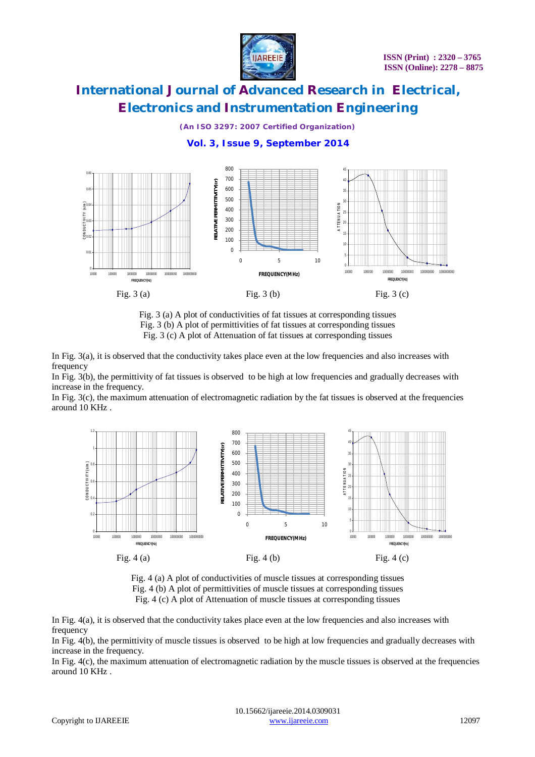Fig. 3 (a) Fig. 3 (b) Fig. 3 (c)

Fig. 3 (a) A plot of conductivities of fat tissues at corresponding tissues
Fig. 3 (b) A plot of permittivities of fat tissues at corresponding tissues
Fig. 3 (c) A plot of Attenuation of fat tissues at corresponding tissues

In Fig. 3(a), it is observed that the conductivity takes place even at the low frequencies and also increases with frequency

In Fig. 3(b), the permittivity of fat tissues is observed to be high at low frequencies and gradually decreases with increase in the frequency.

In Fig. 3(c), the maximum attenuation of electromagnetic radiation by the fat tissues is observed at the frequencies around 10 KHz .

Fig. 4 (a) Fig. 4 (b) Fig. 4 (c)

Fig. 4 (a) A plot of conductivities of muscle tissues at corresponding tissues
Fig. 4 (b) A plot of permittivities of muscle tissues at corresponding tissues
Fig. 4 (c) A plot of Attenuation of muscle tissues at corresponding tissues

In Fig. 4(a), it is observed that the conductivity takes place even at the low frequencies and also increases with frequency

In Fig. 4(b), the permittivity of muscle tissues is observed to be high at low frequencies and gradually decreases with increase in the frequency.

In Fig. 4(c), the maximum attenuation of electromagnetic radiation by the muscle tissues is observed at the frequencies around 10 KHz .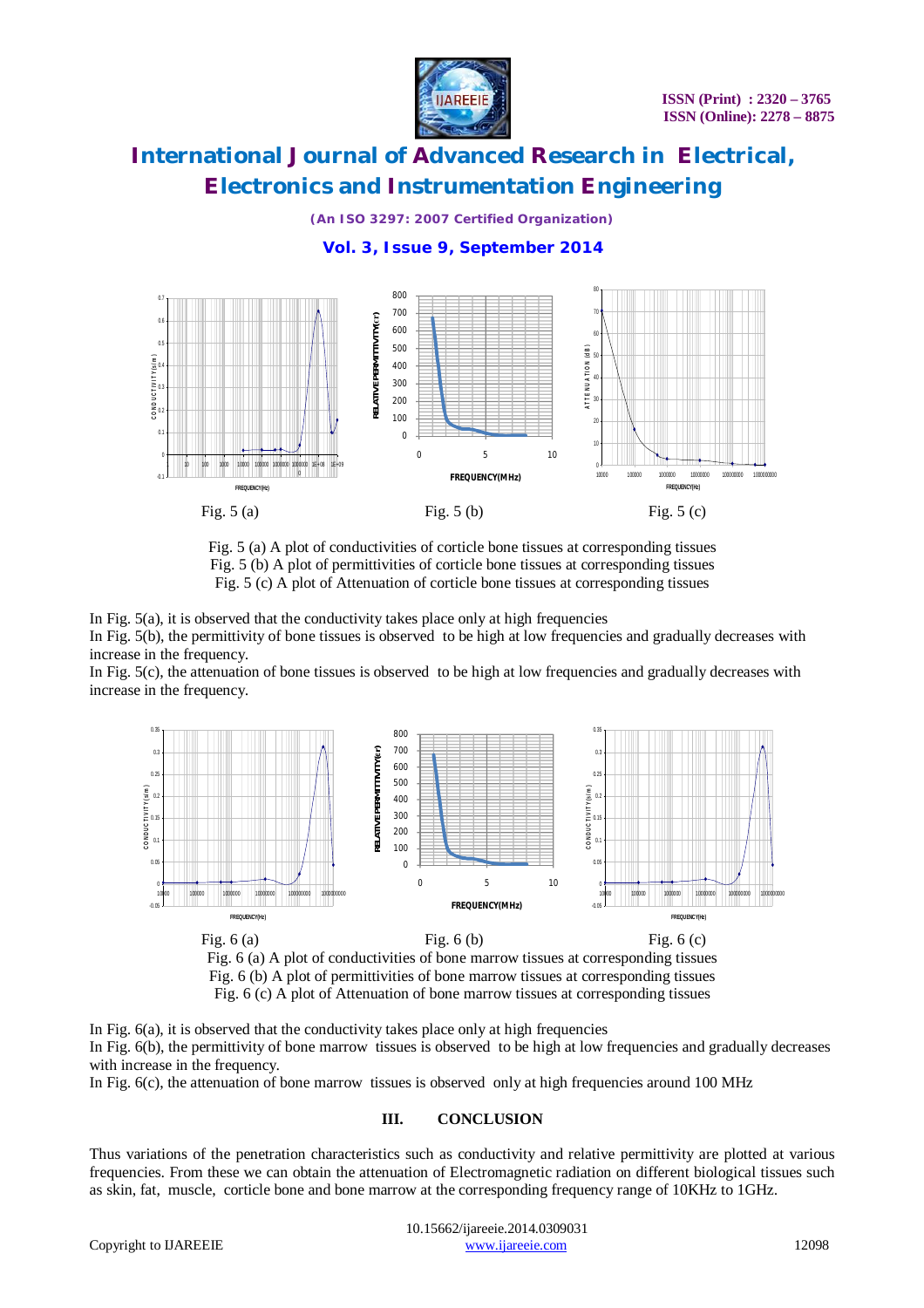Fig. 5 (a) Fig. 5 (b) Fig. 5 (c)

Fig. 5 (a) A plot of conductivities of corticle bone tissues at corresponding tissues
Fig. 5 (b) A plot of permittivities of corticle bone tissues at corresponding tissues
Fig. 5 (c) A plot of Attenuation of corticle bone tissues at corresponding tissues

In Fig. 5(a), it is observed that the conductivity takes place only at high frequencies
In Fig. 5(b), the permittivity of bone tissues is observed to be high at low frequencies and gradually decreases with increase in the frequency.
In Fig. 5(c), the attenuation of bone tissues is observed to be high at low frequencies and gradually decreases with increase in the frequency.

Fig. 6 (a) Fig. 6 (b) Fig. 6 (c)

Fig. 6 (a) A plot of conductivities of bone marrow tissues at corresponding tissues
Fig. 6 (b) A plot of permittivities of bone marrow tissues at corresponding tissues
Fig. 6 (c) A plot of Attenuation of bone marrow tissues at corresponding tissues

In Fig. 6(a), it is observed that the conductivity takes place only at high frequencies
In Fig. 6(b), the permittivity of bone marrow tissues is observed to be high at low frequencies and gradually decreases with increase in the frequency.
In Fig. 6(c), the attenuation of bone marrow tissues is observed only at high frequencies around 100 MHz

## III. CONCLUSION

Thus variations of the penetration characteristics such as conductivity and relative permittivity are plotted at various frequencies. From these we can obtain the attenuation of Electromagnetic radiation on different biological tissues such as skin, fat, muscle, corticle bone and bone marrow at the corresponding frequency range of 10KHz to 1GHz.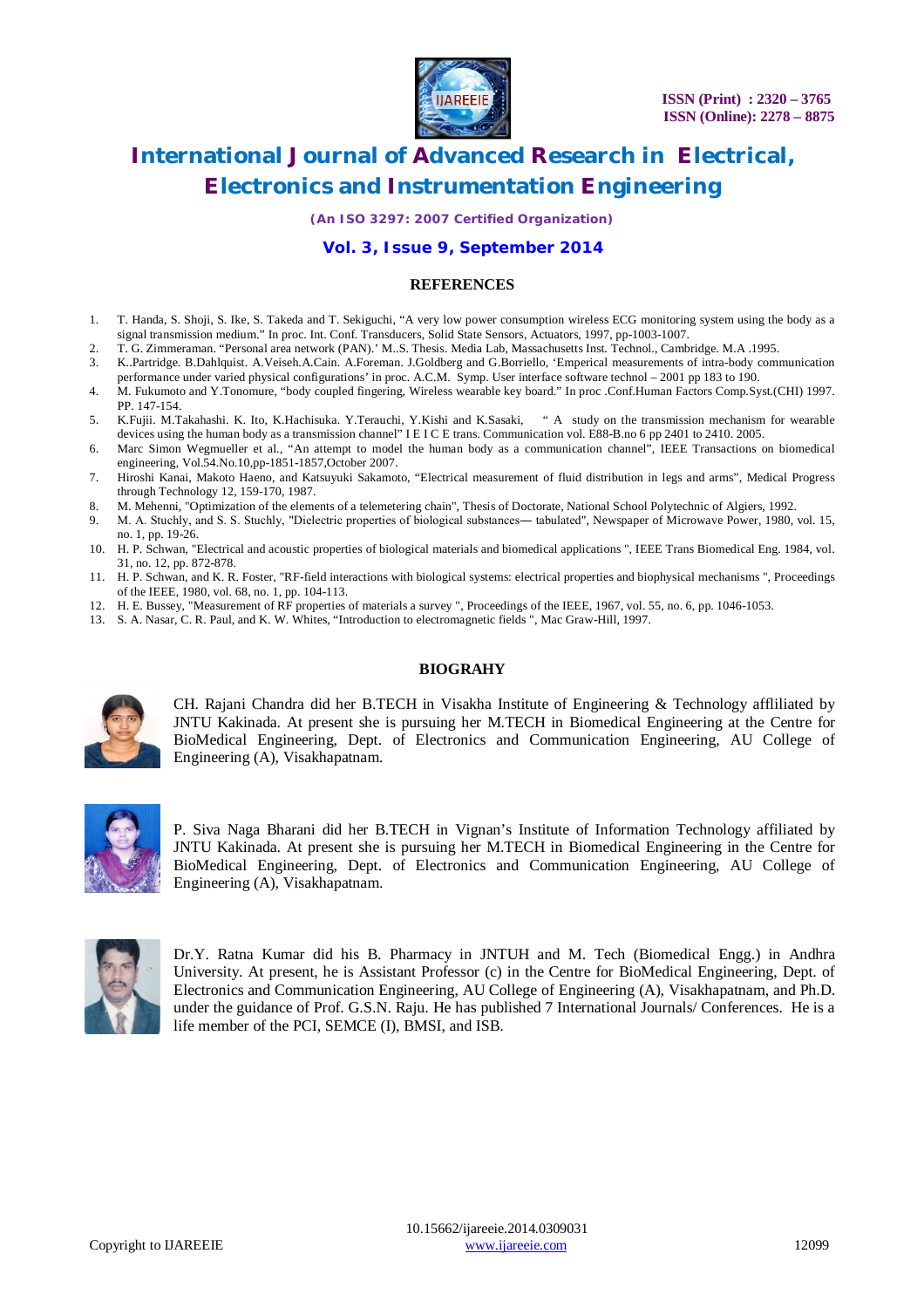## REFERENCES

1. T. Handa, S. Shoji, S. Ike, S. Takeda and T. Sekiguchi, "A very low power consumption wireless ECG monitoring system using the body as a signal transmission medium." In proc. Int. Conf. Transducers, Solid State Sensors, Actuators, 1997, pp-1003-1007.
2. T. G. Zimmeraman. "Personal area network (PAN).' M..S. Thesis. Media Lab, Massachusetts Inst. Technol., Cambridge. M.A .1995.
3. K..Partridge. B.Dahlquist. A.Veiseh.A.Cain. A.Foreman. J.Goldberg and G.Borriello, 'Emperical measurements of intra-body communication performance under varied physical configurations' in proc. A.C.M. Symp. User interface software technol – 2001 pp 183 to 190.
4. M. Fukumoto and Y.Tonomure, "body coupled fingering, Wireless wearable key board." In proc .Conf.Human Factors Comp.Syst.(CHI) 1997. PP. 147-154.
5. K.Fujii. M.Takahashi. K. Ito, K.Hachisuka. Y.Terauchi, Y.Kishi and K.Sasaki, " A study on the transmission mechanism for wearable devices using the human body as a transmission channel" I E I C E trans. Communication vol. E88-B.no 6 pp 2401 to 2410. 2005.
6. Marc Simon Wegmueller et al., "An attempt to model the human body as a communication channel", IEEE Transactions on biomedical engineering, Vol.54.No.10,pp-1851-1857,October 2007.
7. Hiroshi Kanai, Makoto Haeno, and Katsuyuki Sakamoto, "Electrical measurement of fluid distribution in legs and arms", Medical Progress through Technology 12, 159-170, 1987.
8. M. Mehenni, "Optimization of the elements of a telemetering chain", Thesis of Doctorate, National School Polytechnic of Algiers, 1992.
9. M. A. Stuchly, and S. S. Stuchly, "Dielectric properties of biological substances— tabulated", Newspaper of Microwave Power, 1980, vol. 15, no. 1, pp. 19-26.
10. H. P. Schwan, "Electrical and acoustic properties of biological materials and biomedical applications ", IEEE Trans Biomedical Eng. 1984, vol. 31, no. 12, pp. 872-878.
11. H. P. Schwan, and K. R. Foster, "RF-field interactions with biological systems: electrical properties and biophysical mechanisms ", Proceedings of the IEEE, 1980, vol. 68, no. 1, pp. 104-113.
12. H. E. Bussey, "Measurement of RF properties of materials a survey ", Proceedings of the IEEE, 1967, vol. 55, no. 6, pp. 1046-1053.
13. S. A. Nasar, C. R. Paul, and K. W. Whites, "Introduction to electromagnetic fields ", Mac Graw-Hill, 1997.

## BIOGRAHY

CH. Rajani Chandra did her B.TECH in Visakha Institute of Engineering & Technology affliliated by JNTU Kakinada. At present she is pursuing her M.TECH in Biomedical Engineering at the Centre for BioMedical Engineering, Dept. of Electronics and Communication Engineering, AU College of Engineering (A), Visakhapatnam.

P. Siva Naga Bharani did her B.TECH in Vignan's Institute of Information Technology affiliated by JNTU Kakinada. At present she is pursuing her M.TECH in Biomedical Engineering in the Centre for BioMedical Engineering, Dept. of Electronics and Communication Engineering, AU College of Engineering (A), Visakhapatnam.

Dr.Y. Ratna Kumar did his B. Pharmacy in JNTUH and M. Tech (Biomedical Engg.) in Andhra University. At present, he is Assistant Professor (c) in the Centre for BioMedical Engineering, Dept. of Electronics and Communication Engineering, AU College of Engineering (A), Visakhapatnam, and Ph.D. under the guidance of Prof. G.S.N. Raju. He has published 7 International Journals/ Conferences. He is a life member of the PCI, SEMCE (I), BMSI, and ISB.